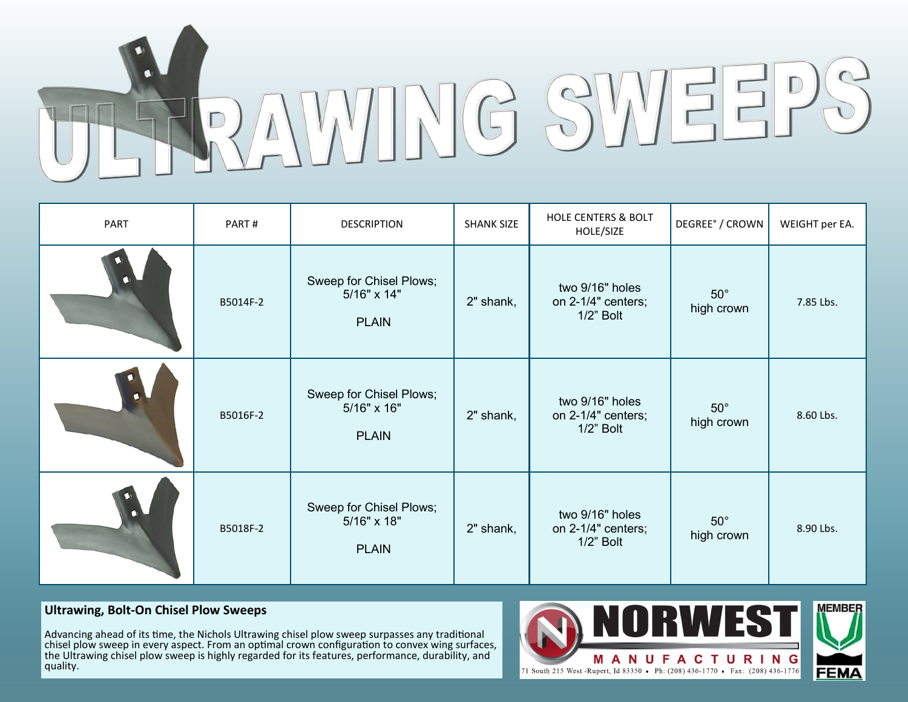# ULTRAWING SWEEPS

| PART | PART # | DESCRIPTION | SHANK SIZE | HOLE CENTERS & BOLT HOLE/SIZE | DEGREE° / CROWN | WEIGHT per EA. |
|---|---|---|---|---|---|---|
| | B5014F-2 | Sweep for Chisel Plows; 5/16" x 14" PLAIN | 2" shank, | two 9/16" holes on 2-1/4" centers; 1/2" Bolt | 50° high crown | 7.85 Lbs. |
| | B5016F-2 | Sweep for Chisel Plows; 5/16" x 16" PLAIN | 2" shank, | two 9/16" holes on 2-1/4" centers; 1/2" Bolt | 50° high crown | 8.60 Lbs. |
| | B5018F-2 | Sweep for Chisel Plows; 5/16" x 18" PLAIN | 2" shank, | two 9/16" holes on 2-1/4" centers; 1/2" Bolt | 50° high crown | 8.90 Lbs. |

**Ultrawing, Bolt-On Chisel Plow Sweeps**

Advancing ahead of its time, the Nichols Ultrawing chisel plow sweep surpasses any traditional chisel plow sweep in every aspect. From an optimal crown configuration to convex wing surfaces, the Ultrawing chisel plow sweep is highly regarded for its features, performance, durability, and quality.

**NORWEST MANUFACTURING**
71 South 215 West -Rupert, Id 83350 • Ph: (208) 436-1770 • Fax: (208) 436-1776

MEMBER FEMA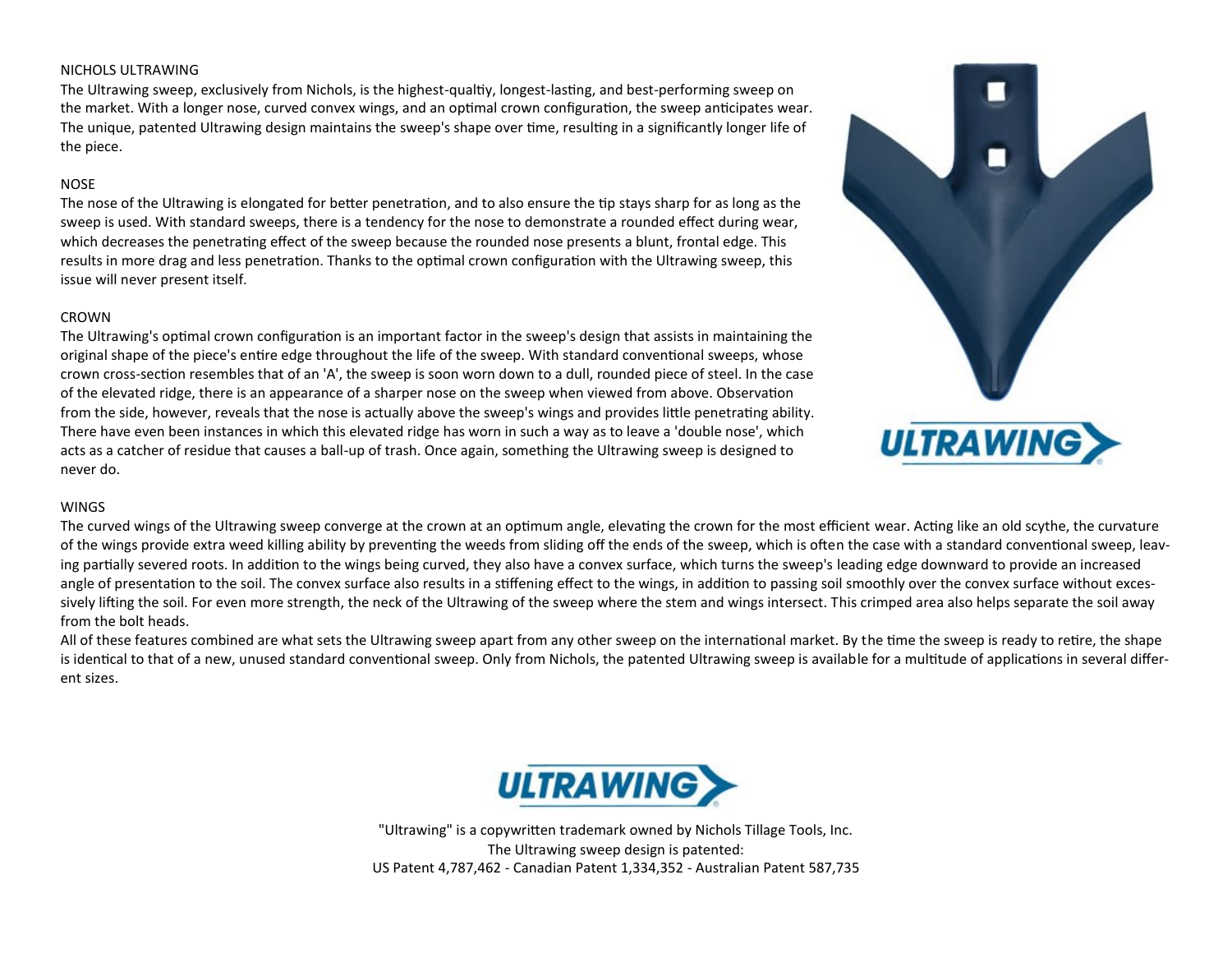## NICHOLS ULTRAWING

The Ultrawing sweep, exclusively from Nichols, is the highest-qualtiy, longest-lasting, and best-performing sweep on the market. With a longer nose, curved convex wings, and an optimal crown configuration, the sweep anticipates wear. The unique, patented Ultrawing design maintains the sweep's shape over time, resulting in a significantly longer life of the piece.

### NOSE

The nose of the Ultrawing is elongated for better penetration, and to also ensure the tip stays sharp for as long as the sweep is used. With standard sweeps, there is a tendency for the nose to demonstrate a rounded effect during wear, which decreases the penetrating effect of the sweep because the rounded nose presents a blunt, frontal edge. This results in more drag and less penetration. Thanks to the optimal crown configuration with the Ultrawing sweep, this issue will never present itself.

### CROWN

The Ultrawing's optimal crown configuration is an important factor in the sweep's design that assists in maintaining the original shape of the piece's entire edge throughout the life of the sweep. With standard conventional sweeps, whose crown cross-section resembles that of an 'A', the sweep is soon worn down to a dull, rounded piece of steel. In the case of the elevated ridge, there is an appearance of a sharper nose on the sweep when viewed from above. Observation from the side, however, reveals that the nose is actually above the sweep's wings and provides little penetrating ability. There have even been instances in which this elevated ridge has worn in such a way as to leave a 'double nose', which acts as a catcher of residue that causes a ball-up of trash. Once again, something the Ultrawing sweep is designed to never do.

ULTRAWING

### WINGS

The curved wings of the Ultrawing sweep converge at the crown at an optimum angle, elevating the crown for the most efficient wear. Acting like an old scythe, the curvature of the wings provide extra weed killing ability by preventing the weeds from sliding off the ends of the sweep, which is often the case with a standard conventional sweep, leaving partially severed roots. In addition to the wings being curved, they also have a convex surface, which turns the sweep's leading edge downward to provide an increased angle of presentation to the soil. The convex surface also results in a stiffening effect to the wings, in addition to passing soil smoothly over the convex surface without excessively lifting the soil. For even more strength, the neck of the Ultrawing of the sweep where the stem and wings intersect. This crimped area also helps separate the soil away from the bolt heads.

All of these features combined are what sets the Ultrawing sweep apart from any other sweep on the international market. By the time the sweep is ready to retire, the shape is identical to that of a new, unused standard conventional sweep. Only from Nichols, the patented Ultrawing sweep is available for a multitude of applications in several different sizes.

ULTRAWING

"Ultrawing" is a copywritten trademark owned by Nichols Tillage Tools, Inc.
The Ultrawing sweep design is patented:
US Patent 4,787,462 - Canadian Patent 1,334,352 - Australian Patent 587,735